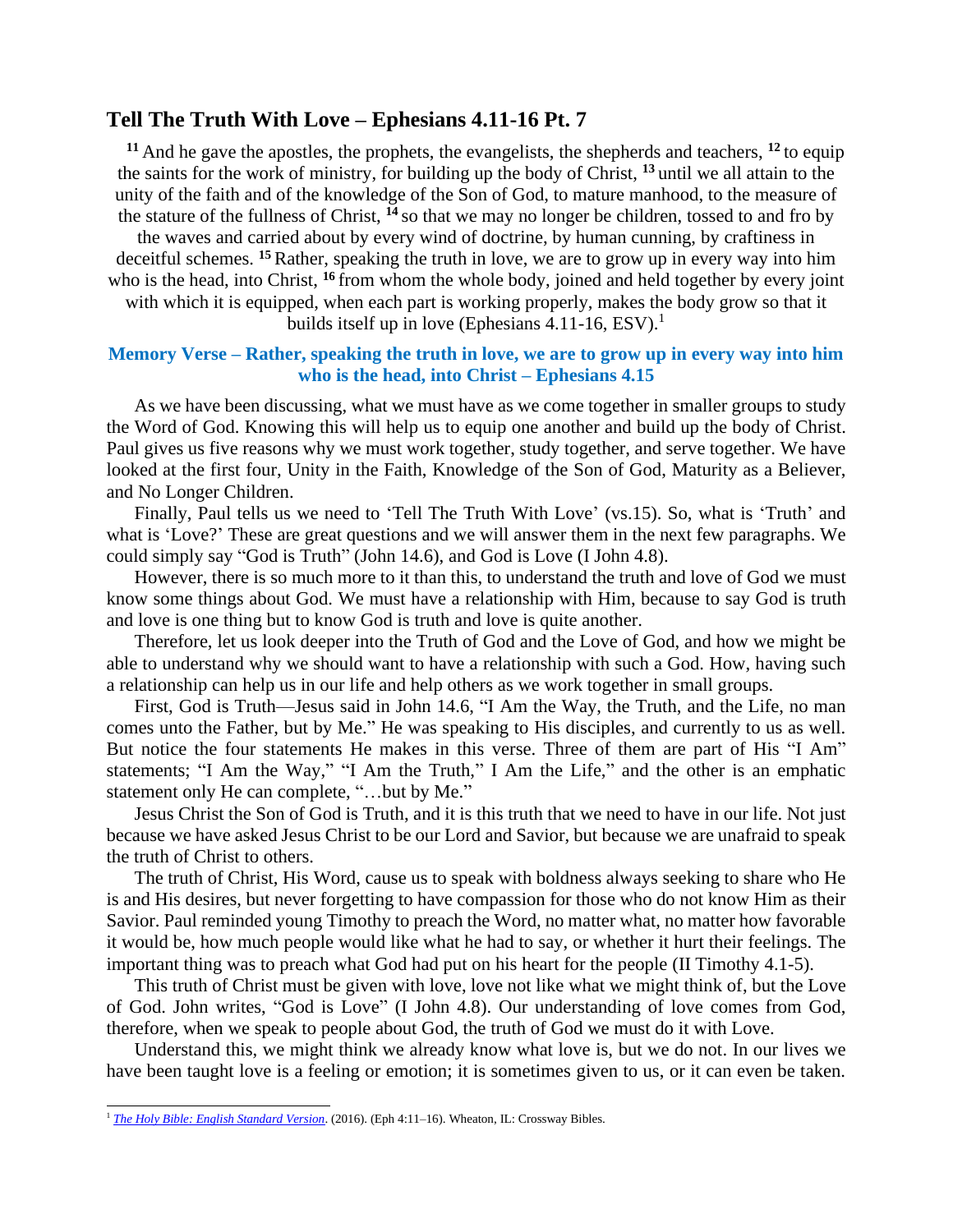## Tell The Truth With Love – Ephesians 4.11-16 Pt. 7

11 And he gave the apostles, the prophets, the evangelists, the shepherds and teachers, 12 to equip the saints for the work of ministry, for building up the body of Christ, 13 until we all attain to the unity of the faith and of the knowledge of the Son of God, to mature manhood, to the measure of the stature of the fullness of Christ, 14 so that we may no longer be children, tossed to and fro by the waves and carried about by every wind of doctrine, by human cunning, by craftiness in deceitful schemes. 15 Rather, speaking the truth in love, we are to grow up in every way into him who is the head, into Christ, 16 from whom the whole body, joined and held together by every joint with which it is equipped, when each part is working properly, makes the body grow so that it builds itself up in love (Ephesians 4.11-16, ESV).[1]

**Memory Verse – Rather, speaking the truth in love, we are to grow up in every way into him who is the head, into Christ – Ephesians 4.15**

As we have been discussing, what we must have as we come together in smaller groups to study the Word of God. Knowing this will help us to equip one another and build up the body of Christ. Paul gives us five reasons why we must work together, study together, and serve together. We have looked at the first four, Unity in the Faith, Knowledge of the Son of God, Maturity as a Believer, and No Longer Children.

Finally, Paul tells us we need to 'Tell The Truth With Love' (vs.15). So, what is 'Truth' and what is 'Love?' These are great questions and we will answer them in the next few paragraphs. We could simply say "God is Truth" (John 14.6), and God is Love (I John 4.8).

However, there is so much more to it than this, to understand the truth and love of God we must know some things about God. We must have a relationship with Him, because to say God is truth and love is one thing but to know God is truth and love is quite another.

Therefore, let us look deeper into the Truth of God and the Love of God, and how we might be able to understand why we should want to have a relationship with such a God. How, having such a relationship can help us in our life and help others as we work together in small groups.

First, God is Truth—Jesus said in John 14.6, "I Am the Way, the Truth, and the Life, no man comes unto the Father, but by Me." He was speaking to His disciples, and currently to us as well. But notice the four statements He makes in this verse. Three of them are part of His "I Am" statements; "I Am the Way," "I Am the Truth," I Am the Life," and the other is an emphatic statement only He can complete, "…but by Me."

Jesus Christ the Son of God is Truth, and it is this truth that we need to have in our life. Not just because we have asked Jesus Christ to be our Lord and Savior, but because we are unafraid to speak the truth of Christ to others.

The truth of Christ, His Word, cause us to speak with boldness always seeking to share who He is and His desires, but never forgetting to have compassion for those who do not know Him as their Savior. Paul reminded young Timothy to preach the Word, no matter what, no matter how favorable it would be, how much people would like what he had to say, or whether it hurt their feelings. The important thing was to preach what God had put on his heart for the people (II Timothy 4.1-5).

This truth of Christ must be given with love, love not like what we might think of, but the Love of God. John writes, "God is Love" (I John 4.8). Our understanding of love comes from God, therefore, when we speak to people about God, the truth of God we must do it with Love.

Understand this, we might think we already know what love is, but we do not. In our lives we have been taught love is a feeling or emotion; it is sometimes given to us, or it can even be taken.

---

[1] *The Holy Bible: English Standard Version*. (2016). (Eph 4:11–16). Wheaton, IL: Crossway Bibles.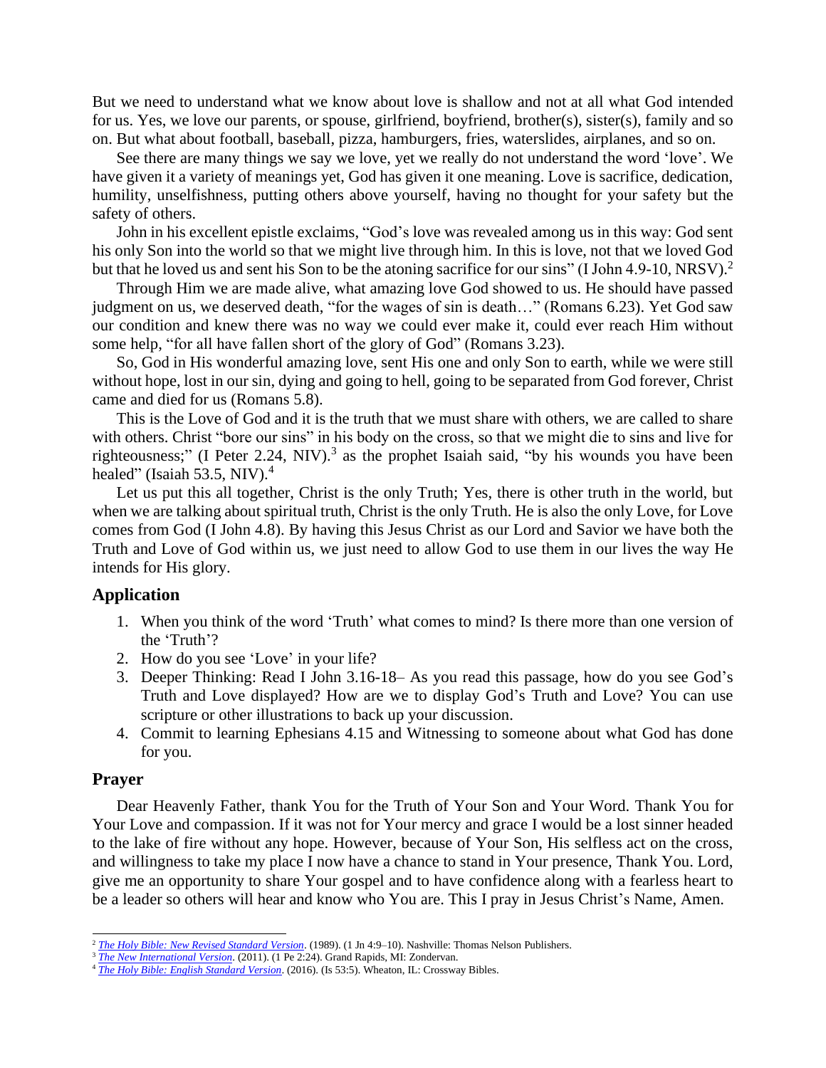But we need to understand what we know about love is shallow and not at all what God intended for us. Yes, we love our parents, or spouse, girlfriend, boyfriend, brother(s), sister(s), family and so on. But what about football, baseball, pizza, hamburgers, fries, waterslides, airplanes, and so on.

See there are many things we say we love, yet we really do not understand the word 'love'. We have given it a variety of meanings yet, God has given it one meaning. Love is sacrifice, dedication, humility, unselfishness, putting others above yourself, having no thought for your safety but the safety of others.

John in his excellent epistle exclaims, "God's love was revealed among us in this way: God sent his only Son into the world so that we might live through him. In this is love, not that we loved God but that he loved us and sent his Son to be the atoning sacrifice for our sins" (I John 4.9-10, NRSV).[2]

Through Him we are made alive, what amazing love God showed to us. He should have passed judgment on us, we deserved death, "for the wages of sin is death…" (Romans 6.23). Yet God saw our condition and knew there was no way we could ever make it, could ever reach Him without some help, "for all have fallen short of the glory of God" (Romans 3.23).

So, God in His wonderful amazing love, sent His one and only Son to earth, while we were still without hope, lost in our sin, dying and going to hell, going to be separated from God forever, Christ came and died for us (Romans 5.8).

This is the Love of God and it is the truth that we must share with others, we are called to share with others. Christ "bore our sins" in his body on the cross, so that we might die to sins and live for righteousness;" (I Peter 2.24, NIV).[3] as the prophet Isaiah said, "by his wounds you have been healed" (Isaiah 53.5, NIV).[4]

Let us put this all together, Christ is the only Truth; Yes, there is other truth in the world, but when we are talking about spiritual truth, Christ is the only Truth. He is also the only Love, for Love comes from God (I John 4.8). By having this Jesus Christ as our Lord and Savior we have both the Truth and Love of God within us, we just need to allow God to use them in our lives the way He intends for His glory.

## Application

1. When you think of the word 'Truth' what comes to mind? Is there more than one version of the 'Truth'?
2. How do you see 'Love' in your life?
3. Deeper Thinking: Read I John 3.16-18– As you read this passage, how do you see God's Truth and Love displayed? How are we to display God's Truth and Love? You can use scripture or other illustrations to back up your discussion.
4. Commit to learning Ephesians 4.15 and Witnessing to someone about what God has done for you.

## Prayer

Dear Heavenly Father, thank You for the Truth of Your Son and Your Word. Thank You for Your Love and compassion. If it was not for Your mercy and grace I would be a lost sinner headed to the lake of fire without any hope. However, because of Your Son, His selfless act on the cross, and willingness to take my place I now have a chance to stand in Your presence, Thank You. Lord, give me an opportunity to share Your gospel and to have confidence along with a fearless heart to be a leader so others will hear and know who You are. This I pray in Jesus Christ's Name, Amen.

---

[2] *The Holy Bible: New Revised Standard Version*. (1989). (1 Jn 4:9–10). Nashville: Thomas Nelson Publishers.

[3] *The New International Version*. (2011). (1 Pe 2:24). Grand Rapids, MI: Zondervan.

[4] *The Holy Bible: English Standard Version*. (2016). (Is 53:5). Wheaton, IL: Crossway Bibles.